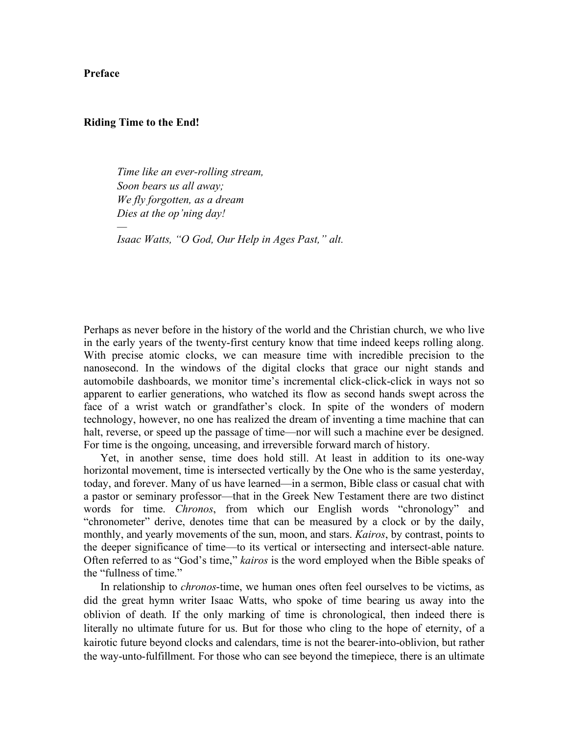**Preface**

**Riding Time to the End!**

> *Time like an ever-rolling stream,*
> *Soon bears us all away;*
> *We fly forgotten, as a dream*
> *Dies at the op'ning day!*
> *—*
> *Isaac Watts, "O God, Our Help in Ages Past," alt.*

Perhaps as never before in the history of the world and the Christian church, we who live in the early years of the twenty-first century know that time indeed keeps rolling along. With precise atomic clocks, we can measure time with incredible precision to the nanosecond. In the windows of the digital clocks that grace our night stands and automobile dashboards, we monitor time's incremental click-click-click in ways not so apparent to earlier generations, who watched its flow as second hands swept across the face of a wrist watch or grandfather's clock. In spite of the wonders of modern technology, however, no one has realized the dream of inventing a time machine that can halt, reverse, or speed up the passage of time—nor will such a machine ever be designed. For time is the ongoing, unceasing, and irreversible forward march of history.

Yet, in another sense, time does hold still. At least in addition to its one-way horizontal movement, time is intersected vertically by the One who is the same yesterday, today, and forever. Many of us have learned—in a sermon, Bible class or casual chat with a pastor or seminary professor—that in the Greek New Testament there are two distinct words for time. *Chronos*, from which our English words "chronology" and "chronometer" derive, denotes time that can be measured by a clock or by the daily, monthly, and yearly movements of the sun, moon, and stars. *Kairos*, by contrast, points to the deeper significance of time—to its vertical or intersecting and intersect-able nature. Often referred to as "God's time," *kairos* is the word employed when the Bible speaks of the "fullness of time."

In relationship to *chronos*-time, we human ones often feel ourselves to be victims, as did the great hymn writer Isaac Watts, who spoke of time bearing us away into the oblivion of death. If the only marking of time is chronological, then indeed there is literally no ultimate future for us. But for those who cling to the hope of eternity, of a kairotic future beyond clocks and calendars, time is not the bearer-into-oblivion, but rather the way-unto-fulfillment. For those who can see beyond the timepiece, there is an ultimate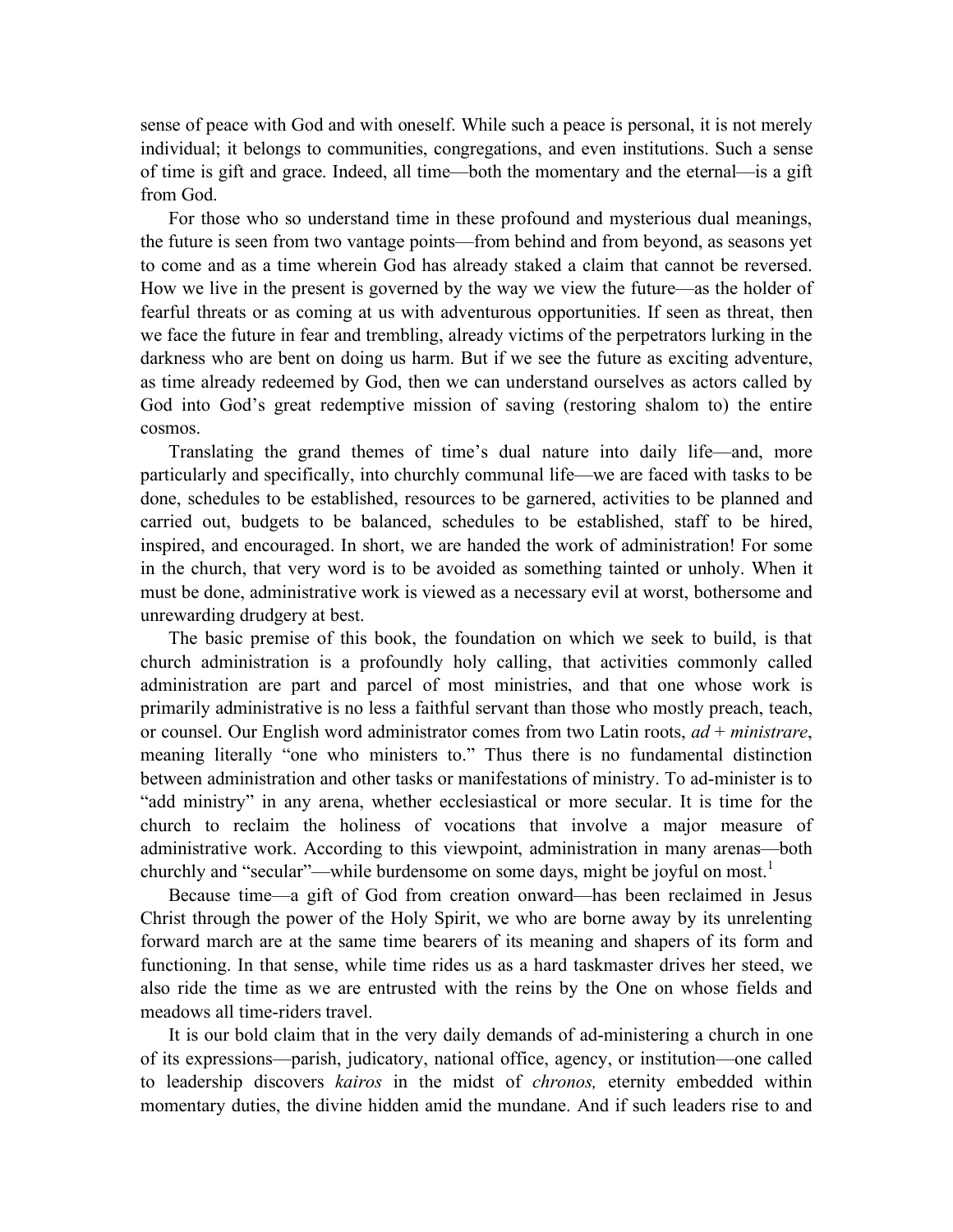sense of peace with God and with oneself. While such a peace is personal, it is not merely individual; it belongs to communities, congregations, and even institutions. Such a sense of time is gift and grace. Indeed, all time—both the momentary and the eternal—is a gift from God.

For those who so understand time in these profound and mysterious dual meanings, the future is seen from two vantage points—from behind and from beyond, as seasons yet to come and as a time wherein God has already staked a claim that cannot be reversed. How we live in the present is governed by the way we view the future—as the holder of fearful threats or as coming at us with adventurous opportunities. If seen as threat, then we face the future in fear and trembling, already victims of the perpetrators lurking in the darkness who are bent on doing us harm. But if we see the future as exciting adventure, as time already redeemed by God, then we can understand ourselves as actors called by God into God's great redemptive mission of saving (restoring shalom to) the entire cosmos.

Translating the grand themes of time's dual nature into daily life—and, more particularly and specifically, into churchly communal life—we are faced with tasks to be done, schedules to be established, resources to be garnered, activities to be planned and carried out, budgets to be balanced, schedules to be established, staff to be hired, inspired, and encouraged. In short, we are handed the work of administration! For some in the church, that very word is to be avoided as something tainted or unholy. When it must be done, administrative work is viewed as a necessary evil at worst, bothersome and unrewarding drudgery at best.

The basic premise of this book, the foundation on which we seek to build, is that church administration is a profoundly holy calling, that activities commonly called administration are part and parcel of most ministries, and that one whose work is primarily administrative is no less a faithful servant than those who mostly preach, teach, or counsel. Our English word administrator comes from two Latin roots, *ad* + *ministrare*, meaning literally "one who ministers to." Thus there is no fundamental distinction between administration and other tasks or manifestations of ministry. To ad-minister is to "add ministry" in any arena, whether ecclesiastical or more secular. It is time for the church to reclaim the holiness of vocations that involve a major measure of administrative work. According to this viewpoint, administration in many arenas—both churchly and "secular"—while burdensome on some days, might be joyful on most.[1]

Because time—a gift of God from creation onward—has been reclaimed in Jesus Christ through the power of the Holy Spirit, we who are borne away by its unrelenting forward march are at the same time bearers of its meaning and shapers of its form and functioning. In that sense, while time rides us as a hard taskmaster drives her steed, we also ride the time as we are entrusted with the reins by the One on whose fields and meadows all time-riders travel.

It is our bold claim that in the very daily demands of ad-ministering a church in one of its expressions—parish, judicatory, national office, agency, or institution—one called to leadership discovers *kairos* in the midst of *chronos,* eternity embedded within momentary duties, the divine hidden amid the mundane. And if such leaders rise to and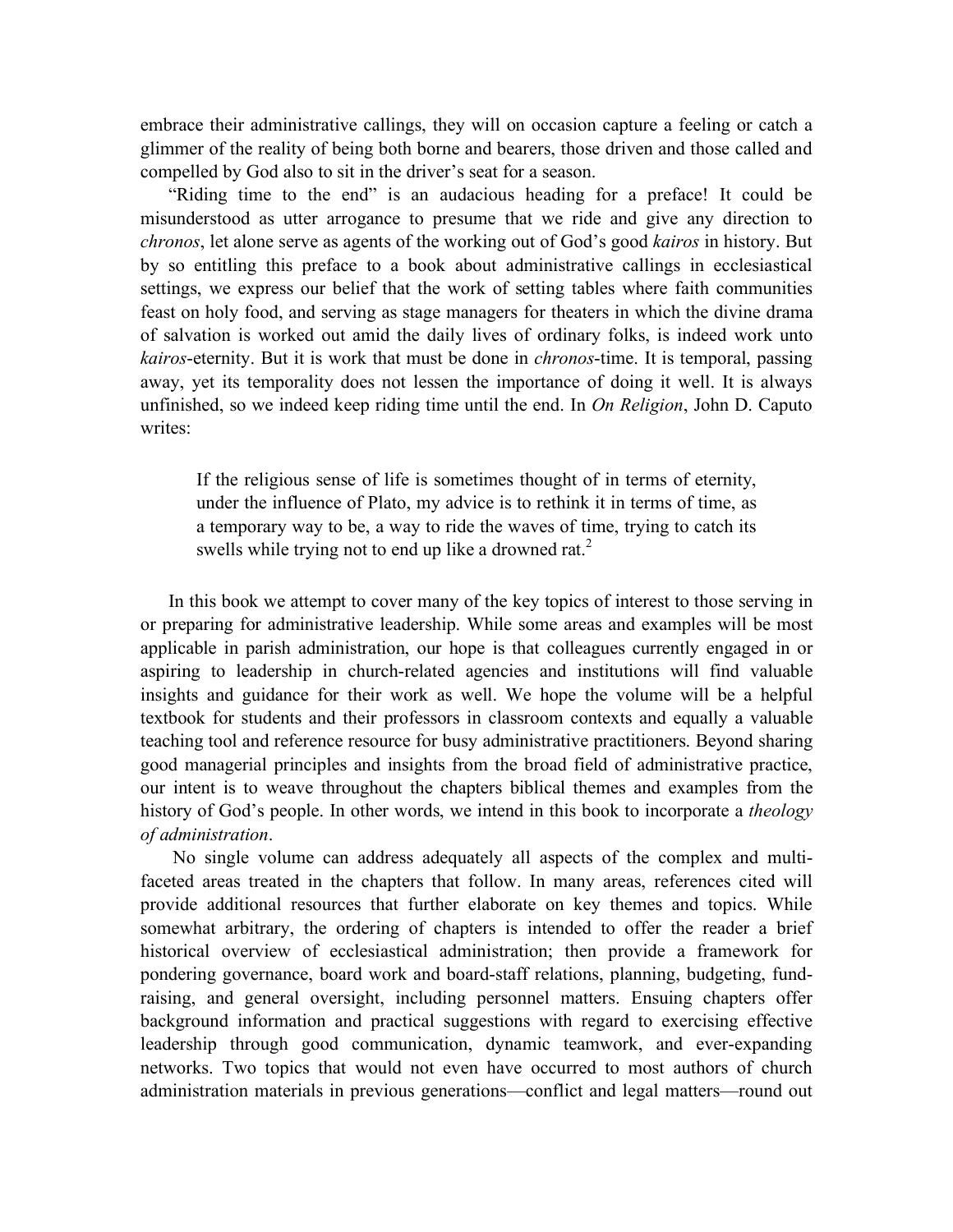embrace their administrative callings, they will on occasion capture a feeling or catch a glimmer of the reality of being both borne and bearers, those driven and those called and compelled by God also to sit in the driver's seat for a season.

"Riding time to the end" is an audacious heading for a preface! It could be misunderstood as utter arrogance to presume that we ride and give any direction to *chronos*, let alone serve as agents of the working out of God's good *kairos* in history. But by so entitling this preface to a book about administrative callings in ecclesiastical settings, we express our belief that the work of setting tables where faith communities feast on holy food, and serving as stage managers for theaters in which the divine drama of salvation is worked out amid the daily lives of ordinary folks, is indeed work unto *kairos*-eternity. But it is work that must be done in *chronos*-time. It is temporal, passing away, yet its temporality does not lessen the importance of doing it well. It is always unfinished, so we indeed keep riding time until the end. In *On Religion*, John D. Caputo writes:

> If the religious sense of life is sometimes thought of in terms of eternity, under the influence of Plato, my advice is to rethink it in terms of time, as a temporary way to be, a way to ride the waves of time, trying to catch its swells while trying not to end up like a drowned rat.[2]

In this book we attempt to cover many of the key topics of interest to those serving in or preparing for administrative leadership. While some areas and examples will be most applicable in parish administration, our hope is that colleagues currently engaged in or aspiring to leadership in church-related agencies and institutions will find valuable insights and guidance for their work as well. We hope the volume will be a helpful textbook for students and their professors in classroom contexts and equally a valuable teaching tool and reference resource for busy administrative practitioners. Beyond sharing good managerial principles and insights from the broad field of administrative practice, our intent is to weave throughout the chapters biblical themes and examples from the history of God's people. In other words, we intend in this book to incorporate a *theology of administration*.

No single volume can address adequately all aspects of the complex and multi-faceted areas treated in the chapters that follow. In many areas, references cited will provide additional resources that further elaborate on key themes and topics. While somewhat arbitrary, the ordering of chapters is intended to offer the reader a brief historical overview of ecclesiastical administration; then provide a framework for pondering governance, board work and board-staff relations, planning, budgeting, fund-raising, and general oversight, including personnel matters. Ensuing chapters offer background information and practical suggestions with regard to exercising effective leadership through good communication, dynamic teamwork, and ever-expanding networks. Two topics that would not even have occurred to most authors of church administration materials in previous generations—conflict and legal matters—round out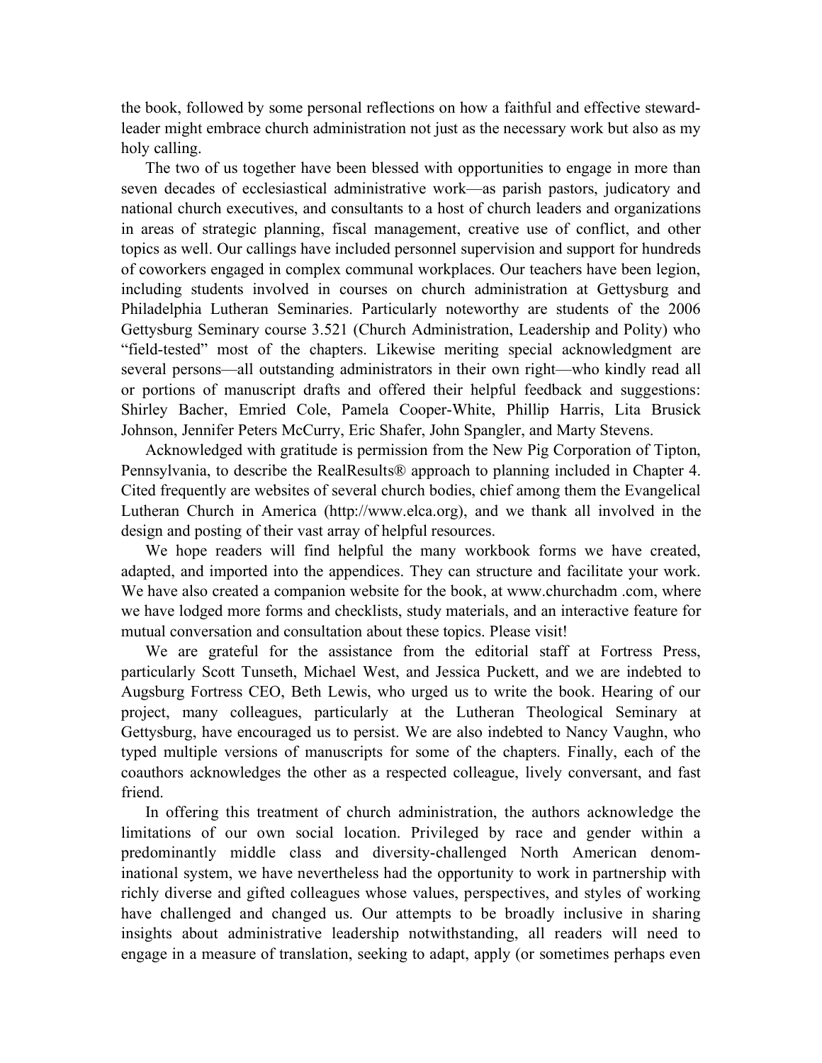the book, followed by some personal reflections on how a faithful and effective steward-leader might embrace church administration not just as the necessary work but also as my holy calling.

The two of us together have been blessed with opportunities to engage in more than seven decades of ecclesiastical administrative work—as parish pastors, judicatory and national church executives, and consultants to a host of church leaders and organizations in areas of strategic planning, fiscal management, creative use of conflict, and other topics as well. Our callings have included personnel supervision and support for hundreds of coworkers engaged in complex communal workplaces. Our teachers have been legion, including students involved in courses on church administration at Gettysburg and Philadelphia Lutheran Seminaries. Particularly noteworthy are students of the 2006 Gettysburg Seminary course 3.521 (Church Administration, Leadership and Polity) who "field-tested" most of the chapters. Likewise meriting special acknowledgment are several persons—all outstanding administrators in their own right—who kindly read all or portions of manuscript drafts and offered their helpful feedback and suggestions: Shirley Bacher, Emried Cole, Pamela Cooper-White, Phillip Harris, Lita Brusick Johnson, Jennifer Peters McCurry, Eric Shafer, John Spangler, and Marty Stevens.

Acknowledged with gratitude is permission from the New Pig Corporation of Tipton, Pennsylvania, to describe the RealResults® approach to planning included in Chapter 4. Cited frequently are websites of several church bodies, chief among them the Evangelical Lutheran Church in America (http://www.elca.org), and we thank all involved in the design and posting of their vast array of helpful resources.

We hope readers will find helpful the many workbook forms we have created, adapted, and imported into the appendices. They can structure and facilitate your work. We have also created a companion website for the book, at www.churchadm .com, where we have lodged more forms and checklists, study materials, and an interactive feature for mutual conversation and consultation about these topics. Please visit!

We are grateful for the assistance from the editorial staff at Fortress Press, particularly Scott Tunseth, Michael West, and Jessica Puckett, and we are indebted to Augsburg Fortress CEO, Beth Lewis, who urged us to write the book. Hearing of our project, many colleagues, particularly at the Lutheran Theological Seminary at Gettysburg, have encouraged us to persist. We are also indebted to Nancy Vaughn, who typed multiple versions of manuscripts for some of the chapters. Finally, each of the coauthors acknowledges the other as a respected colleague, lively conversant, and fast friend.

In offering this treatment of church administration, the authors acknowledge the limitations of our own social location. Privileged by race and gender within a predominantly middle class and diversity-challenged North American denominational system, we have nevertheless had the opportunity to work in partnership with richly diverse and gifted colleagues whose values, perspectives, and styles of working have challenged and changed us. Our attempts to be broadly inclusive in sharing insights about administrative leadership notwithstanding, all readers will need to engage in a measure of translation, seeking to adapt, apply (or sometimes perhaps even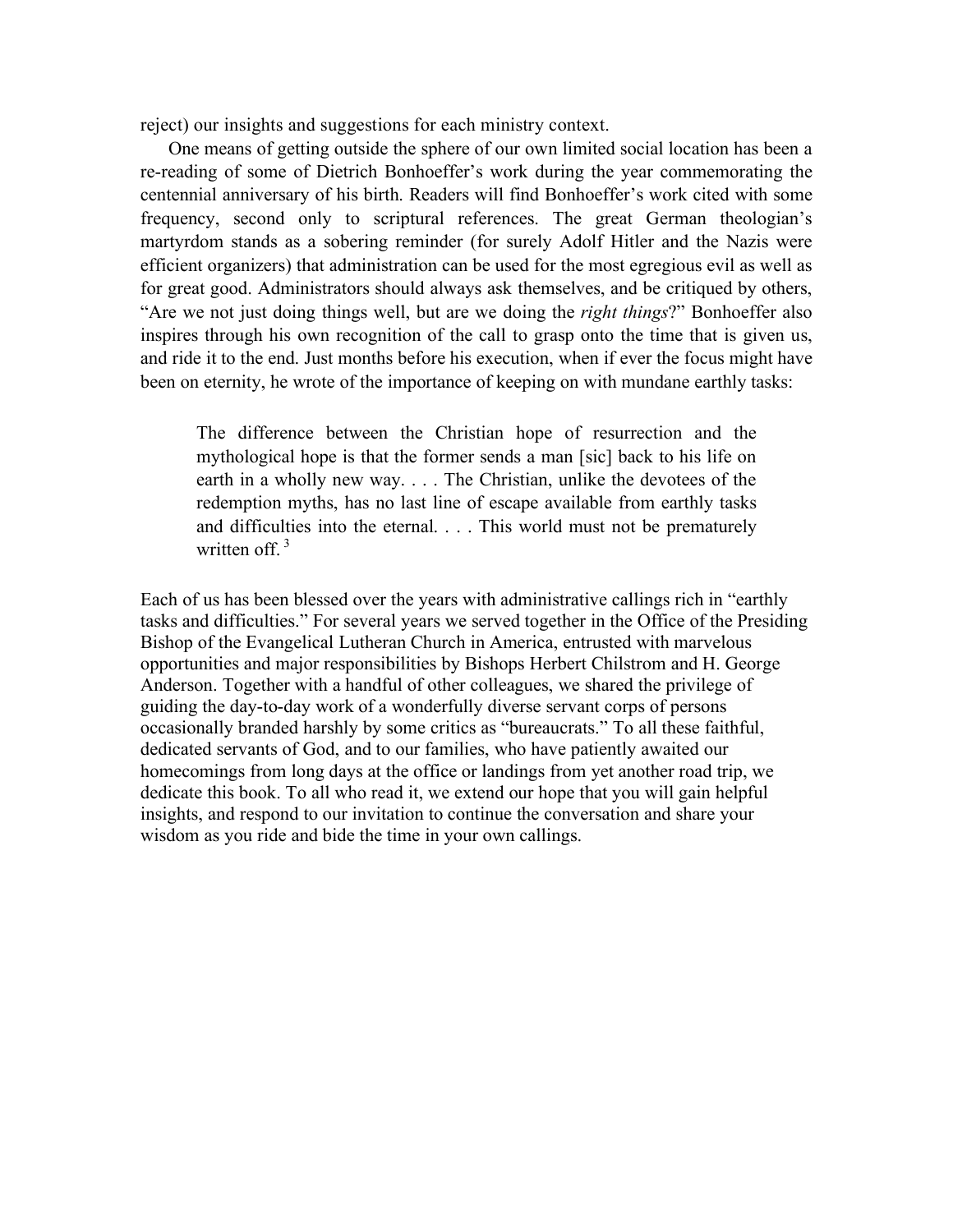reject) our insights and suggestions for each ministry context.

One means of getting outside the sphere of our own limited social location has been a re-reading of some of Dietrich Bonhoeffer's work during the year commemorating the centennial anniversary of his birth. Readers will find Bonhoeffer's work cited with some frequency, second only to scriptural references. The great German theologian's martyrdom stands as a sobering reminder (for surely Adolf Hitler and the Nazis were efficient organizers) that administration can be used for the most egregious evil as well as for great good. Administrators should always ask themselves, and be critiqued by others, "Are we not just doing things well, but are we doing the *right things*?" Bonhoeffer also inspires through his own recognition of the call to grasp onto the time that is given us, and ride it to the end. Just months before his execution, when if ever the focus might have been on eternity, he wrote of the importance of keeping on with mundane earthly tasks:

> The difference between the Christian hope of resurrection and the mythological hope is that the former sends a man [sic] back to his life on earth in a wholly new way. . . . The Christian, unlike the devotees of the redemption myths, has no last line of escape available from earthly tasks and difficulties into the eternal. . . . This world must not be prematurely written off. [3]

Each of us has been blessed over the years with administrative callings rich in "earthly tasks and difficulties." For several years we served together in the Office of the Presiding Bishop of the Evangelical Lutheran Church in America, entrusted with marvelous opportunities and major responsibilities by Bishops Herbert Chilstrom and H. George Anderson. Together with a handful of other colleagues, we shared the privilege of guiding the day-to-day work of a wonderfully diverse servant corps of persons occasionally branded harshly by some critics as "bureaucrats." To all these faithful, dedicated servants of God, and to our families, who have patiently awaited our homecomings from long days at the office or landings from yet another road trip, we dedicate this book. To all who read it, we extend our hope that you will gain helpful insights, and respond to our invitation to continue the conversation and share your wisdom as you ride and bide the time in your own callings.